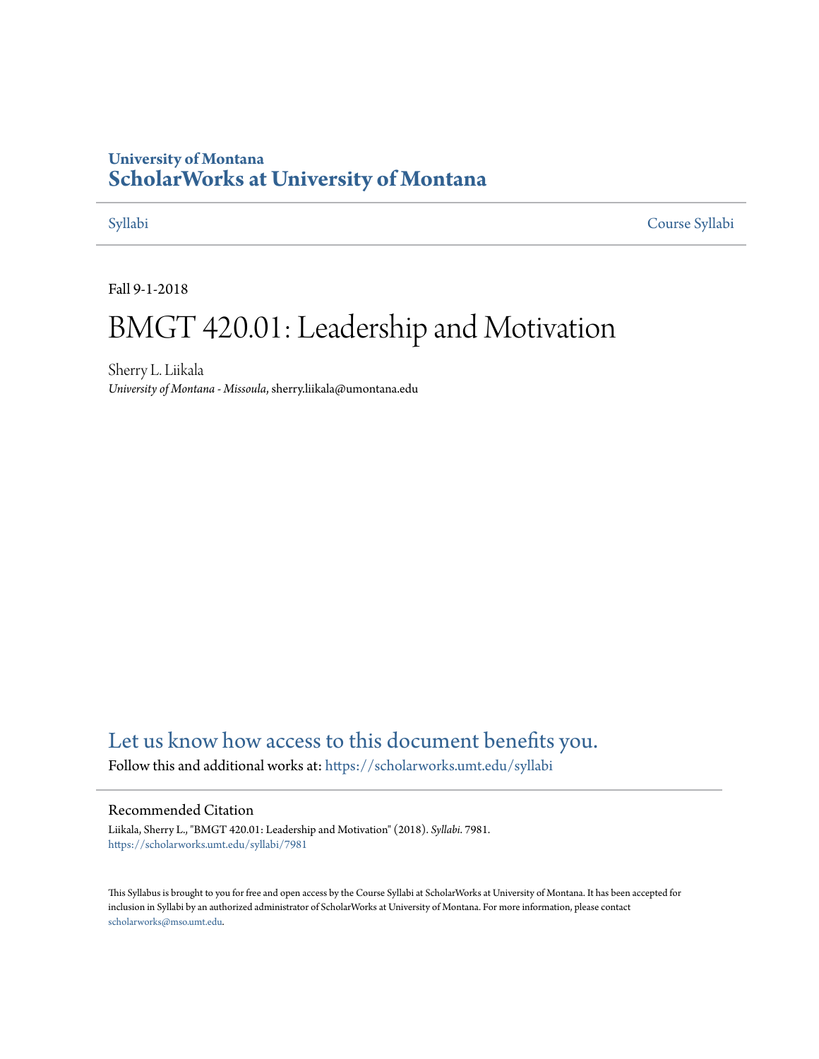University of Montana
**ScholarWorks at University of Montana**

Syllabi | Course Syllabi

Fall 9-1-2018

# BMGT 420.01: Leadership and Motivation

Sherry L. Liikala
*University of Montana - Missoula*, sherry.liikala@umontana.edu

Let us know how access to this document benefits you.

Follow this and additional works at: https://scholarworks.umt.edu/syllabi

## Recommended Citation

Liikala, Sherry L., "BMGT 420.01: Leadership and Motivation" (2018). *Syllabi*. 7981.
https://scholarworks.umt.edu/syllabi/7981

This Syllabus is brought to you for free and open access by the Course Syllabi at ScholarWorks at University of Montana. It has been accepted for inclusion in Syllabi by an authorized administrator of ScholarWorks at University of Montana. For more information, please contact scholarworks@mso.umt.edu.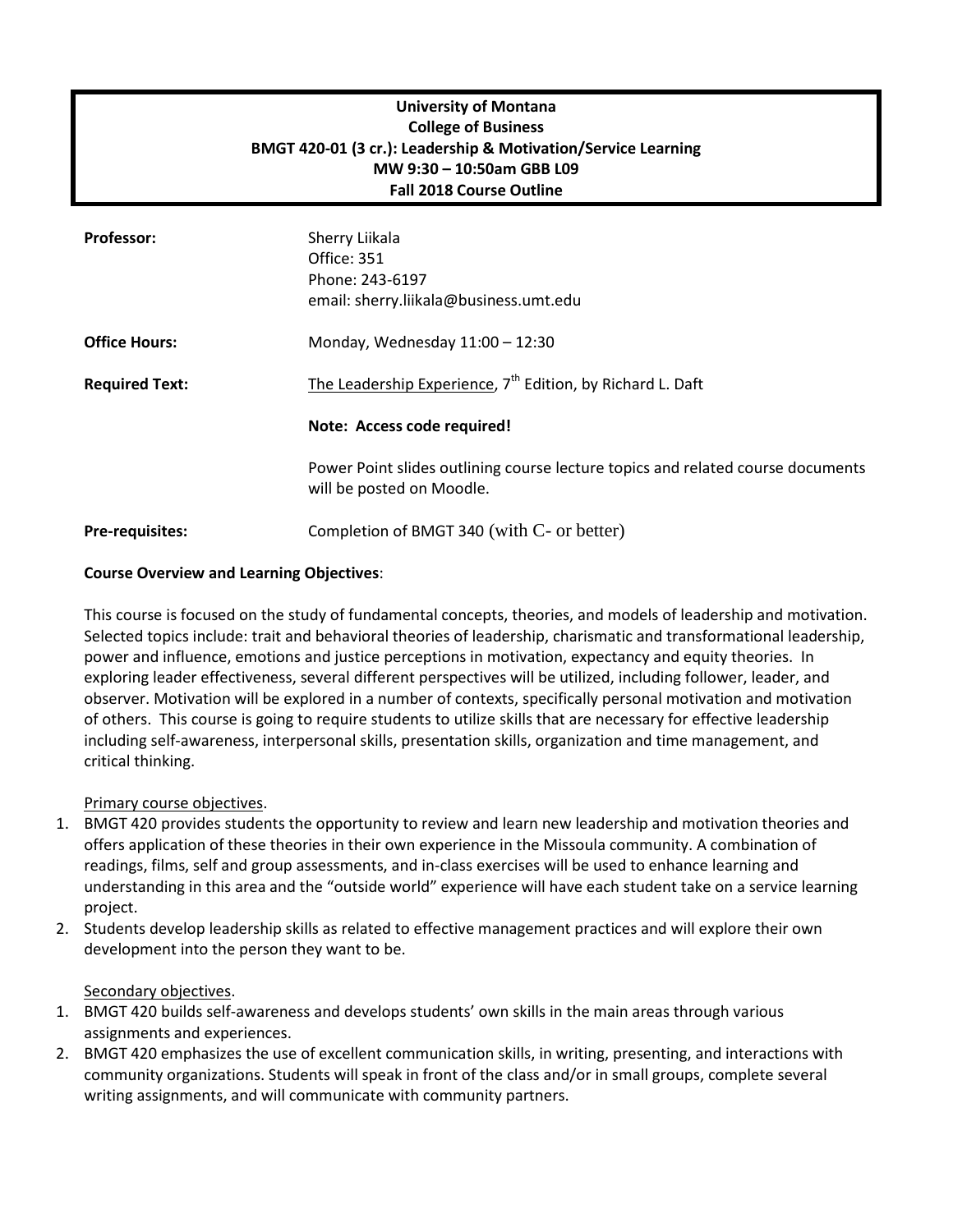**University of Montana**
**College of Business**
**BMGT 420-01 (3 cr.): Leadership & Motivation/Service Learning**
**MW 9:30 – 10:50am GBB L09**
**Fall 2018 Course Outline**

**Professor:** Sherry Liikala
Office: 351
Phone: 243-6197
email: sherry.liikala@business.umt.edu

**Office Hours:** Monday, Wednesday 11:00 – 12:30

**Required Text:** The Leadership Experience, 7th Edition, by Richard L. Daft

**Note: Access code required!**

Power Point slides outlining course lecture topics and related course documents will be posted on Moodle.

**Pre-requisites:** Completion of BMGT 340 (with C- or better)

**Course Overview and Learning Objectives**:

This course is focused on the study of fundamental concepts, theories, and models of leadership and motivation. Selected topics include: trait and behavioral theories of leadership, charismatic and transformational leadership, power and influence, emotions and justice perceptions in motivation, expectancy and equity theories. In exploring leader effectiveness, several different perspectives will be utilized, including follower, leader, and observer. Motivation will be explored in a number of contexts, specifically personal motivation and motivation of others. This course is going to require students to utilize skills that are necessary for effective leadership including self-awareness, interpersonal skills, presentation skills, organization and time management, and critical thinking.

Primary course objectives.

1. BMGT 420 provides students the opportunity to review and learn new leadership and motivation theories and offers application of these theories in their own experience in the Missoula community. A combination of readings, films, self and group assessments, and in-class exercises will be used to enhance learning and understanding in this area and the "outside world" experience will have each student take on a service learning project.
2. Students develop leadership skills as related to effective management practices and will explore their own development into the person they want to be.

Secondary objectives.

1. BMGT 420 builds self-awareness and develops students' own skills in the main areas through various assignments and experiences.
2. BMGT 420 emphasizes the use of excellent communication skills, in writing, presenting, and interactions with community organizations. Students will speak in front of the class and/or in small groups, complete several writing assignments, and will communicate with community partners.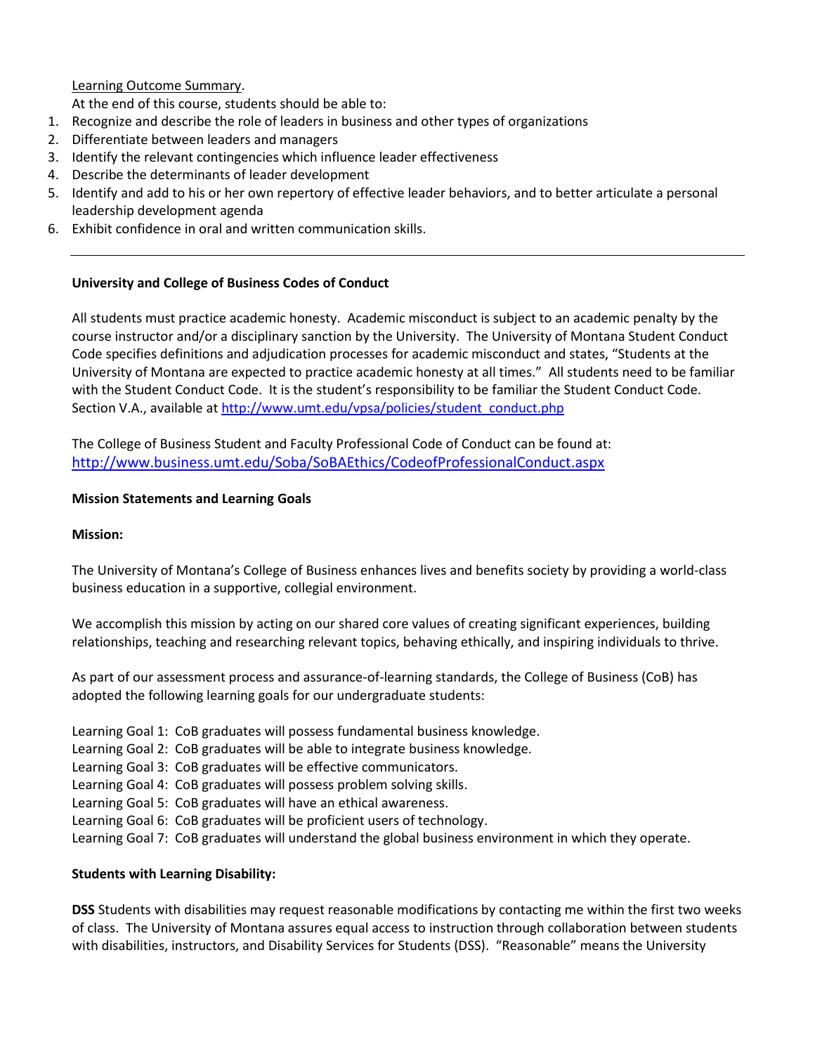Learning Outcome Summary.

At the end of this course, students should be able to:

1. Recognize and describe the role of leaders in business and other types of organizations
2. Differentiate between leaders and managers
3. Identify the relevant contingencies which influence leader effectiveness
4. Describe the determinants of leader development
5. Identify and add to his or her own repertory of effective leader behaviors, and to better articulate a personal leadership development agenda
6. Exhibit confidence in oral and written communication skills.

---

**University and College of Business Codes of Conduct**

All students must practice academic honesty. Academic misconduct is subject to an academic penalty by the course instructor and/or a disciplinary sanction by the University. The University of Montana Student Conduct Code specifies definitions and adjudication processes for academic misconduct and states, "Students at the University of Montana are expected to practice academic honesty at all times." All students need to be familiar with the Student Conduct Code. It is the student's responsibility to be familiar the Student Conduct Code. Section V.A., available at http://www.umt.edu/vpsa/policies/student_conduct.php

The College of Business Student and Faculty Professional Code of Conduct can be found at: http://www.business.umt.edu/Soba/SoBAEthics/CodeofProfessionalConduct.aspx

**Mission Statements and Learning Goals**

**Mission:**

The University of Montana's College of Business enhances lives and benefits society by providing a world-class business education in a supportive, collegial environment.

We accomplish this mission by acting on our shared core values of creating significant experiences, building relationships, teaching and researching relevant topics, behaving ethically, and inspiring individuals to thrive.

As part of our assessment process and assurance-of-learning standards, the College of Business (CoB) has adopted the following learning goals for our undergraduate students:

Learning Goal 1: CoB graduates will possess fundamental business knowledge.
Learning Goal 2: CoB graduates will be able to integrate business knowledge.
Learning Goal 3: CoB graduates will be effective communicators.
Learning Goal 4: CoB graduates will possess problem solving skills.
Learning Goal 5: CoB graduates will have an ethical awareness.
Learning Goal 6: CoB graduates will be proficient users of technology.
Learning Goal 7: CoB graduates will understand the global business environment in which they operate.

**Students with Learning Disability:**

**DSS** Students with disabilities may request reasonable modifications by contacting me within the first two weeks of class. The University of Montana assures equal access to instruction through collaboration between students with disabilities, instructors, and Disability Services for Students (DSS). "Reasonable" means the University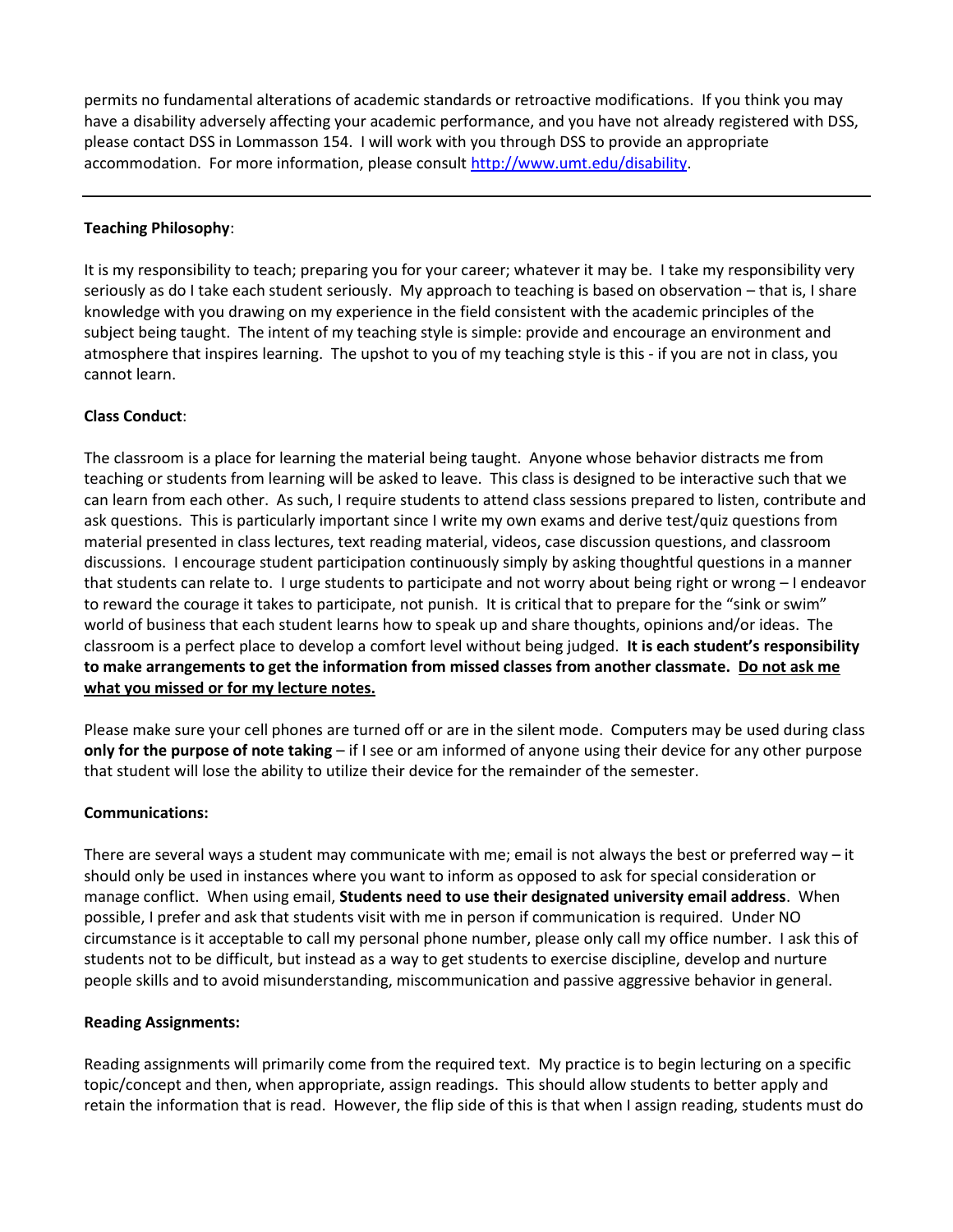permits no fundamental alterations of academic standards or retroactive modifications. If you think you may have a disability adversely affecting your academic performance, and you have not already registered with DSS, please contact DSS in Lommasson 154. I will work with you through DSS to provide an appropriate accommodation. For more information, please consult [http://www.umt.edu/disability](http://www.umt.edu/disability).

---

**Teaching Philosophy**:

It is my responsibility to teach; preparing you for your career; whatever it may be. I take my responsibility very seriously as do I take each student seriously. My approach to teaching is based on observation – that is, I share knowledge with you drawing on my experience in the field consistent with the academic principles of the subject being taught. The intent of my teaching style is simple: provide and encourage an environment and atmosphere that inspires learning. The upshot to you of my teaching style is this - if you are not in class, you cannot learn.

**Class Conduct**:

The classroom is a place for learning the material being taught. Anyone whose behavior distracts me from teaching or students from learning will be asked to leave. This class is designed to be interactive such that we can learn from each other. As such, I require students to attend class sessions prepared to listen, contribute and ask questions. This is particularly important since I write my own exams and derive test/quiz questions from material presented in class lectures, text reading material, videos, case discussion questions, and classroom discussions. I encourage student participation continuously simply by asking thoughtful questions in a manner that students can relate to. I urge students to participate and not worry about being right or wrong – I endeavor to reward the courage it takes to participate, not punish. It is critical that to prepare for the "sink or swim" world of business that each student learns how to speak up and share thoughts, opinions and/or ideas. The classroom is a perfect place to develop a comfort level without being judged. **It is each student's responsibility to make arrangements to get the information from missed classes from another classmate. <u>Do not ask me what you missed or for my lecture notes.</u>**

Please make sure your cell phones are turned off or are in the silent mode. Computers may be used during class **only for the purpose of note taking** – if I see or am informed of anyone using their device for any other purpose that student will lose the ability to utilize their device for the remainder of the semester.

**Communications:**

There are several ways a student may communicate with me; email is not always the best or preferred way – it should only be used in instances where you want to inform as opposed to ask for special consideration or manage conflict. When using email, **Students need to use their designated university email address**. When possible, I prefer and ask that students visit with me in person if communication is required. Under NO circumstance is it acceptable to call my personal phone number, please only call my office number. I ask this of students not to be difficult, but instead as a way to get students to exercise discipline, develop and nurture people skills and to avoid misunderstanding, miscommunication and passive aggressive behavior in general.

**Reading Assignments:**

Reading assignments will primarily come from the required text. My practice is to begin lecturing on a specific topic/concept and then, when appropriate, assign readings. This should allow students to better apply and retain the information that is read. However, the flip side of this is that when I assign reading, students must do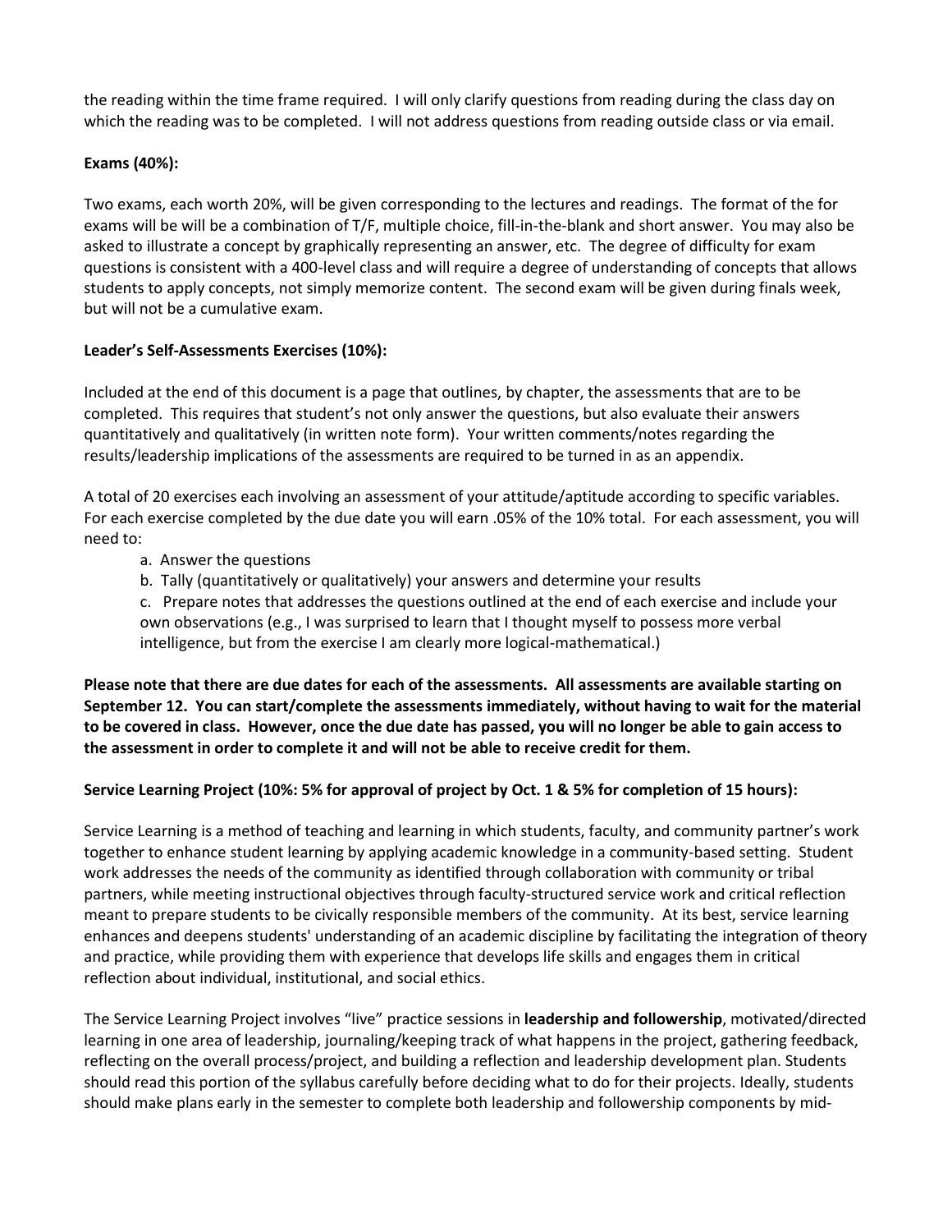the reading within the time frame required. I will only clarify questions from reading during the class day on which the reading was to be completed. I will not address questions from reading outside class or via email.

**Exams (40%):**

Two exams, each worth 20%, will be given corresponding to the lectures and readings. The format of the for exams will be will be a combination of T/F, multiple choice, fill-in-the-blank and short answer. You may also be asked to illustrate a concept by graphically representing an answer, etc. The degree of difficulty for exam questions is consistent with a 400-level class and will require a degree of understanding of concepts that allows students to apply concepts, not simply memorize content. The second exam will be given during finals week, but will not be a cumulative exam.

**Leader's Self-Assessments Exercises (10%):**

Included at the end of this document is a page that outlines, by chapter, the assessments that are to be completed. This requires that student's not only answer the questions, but also evaluate their answers quantitatively and qualitatively (in written note form). Your written comments/notes regarding the results/leadership implications of the assessments are required to be turned in as an appendix.

A total of 20 exercises each involving an assessment of your attitude/aptitude according to specific variables. For each exercise completed by the due date you will earn .05% of the 10% total. For each assessment, you will need to:

a. Answer the questions
b. Tally (quantitatively or qualitatively) your answers and determine your results
c. Prepare notes that addresses the questions outlined at the end of each exercise and include your own observations (e.g., I was surprised to learn that I thought myself to possess more verbal intelligence, but from the exercise I am clearly more logical-mathematical.)

**Please note that there are due dates for each of the assessments. All assessments are available starting on September 12. You can start/complete the assessments immediately, without having to wait for the material to be covered in class. However, once the due date has passed, you will no longer be able to gain access to the assessment in order to complete it and will not be able to receive credit for them.**

**Service Learning Project (10%: 5% for approval of project by Oct. 1 & 5% for completion of 15 hours):**

Service Learning is a method of teaching and learning in which students, faculty, and community partner's work together to enhance student learning by applying academic knowledge in a community-based setting. Student work addresses the needs of the community as identified through collaboration with community or tribal partners, while meeting instructional objectives through faculty-structured service work and critical reflection meant to prepare students to be civically responsible members of the community. At its best, service learning enhances and deepens students' understanding of an academic discipline by facilitating the integration of theory and practice, while providing them with experience that develops life skills and engages them in critical reflection about individual, institutional, and social ethics.

The Service Learning Project involves "live" practice sessions in **leadership and followership**, motivated/directed learning in one area of leadership, journaling/keeping track of what happens in the project, gathering feedback, reflecting on the overall process/project, and building a reflection and leadership development plan. Students should read this portion of the syllabus carefully before deciding what to do for their projects. Ideally, students should make plans early in the semester to complete both leadership and followership components by mid-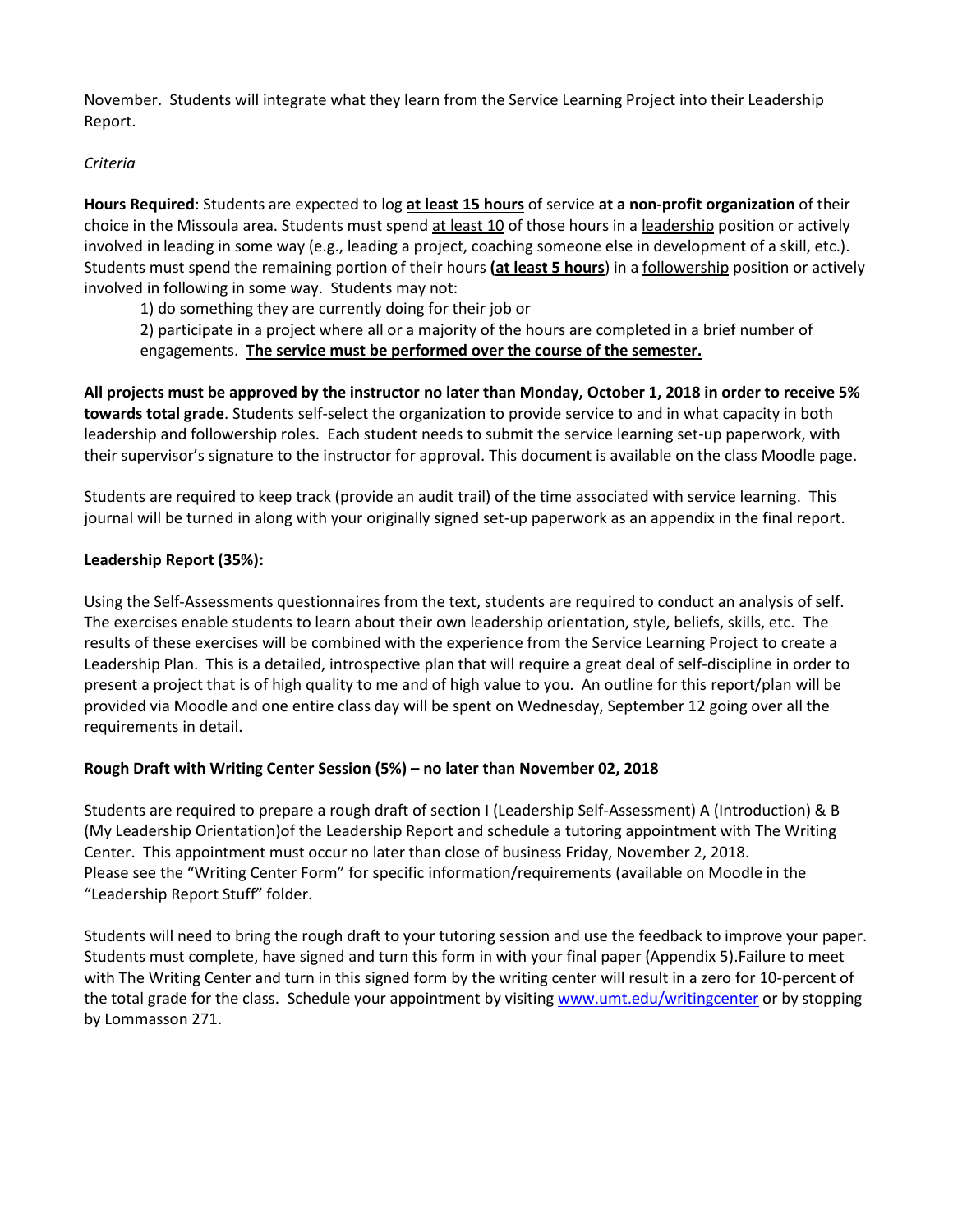November. Students will integrate what they learn from the Service Learning Project into their Leadership Report.

*Criteria*

**Hours Required**: Students are expected to log **at least 15 hours** of service **at a non-profit organization** of their choice in the Missoula area. Students must spend at least 10 of those hours in a leadership position or actively involved in leading in some way (e.g., leading a project, coaching someone else in development of a skill, etc.). Students must spend the remaining portion of their hours **(at least 5 hours**) in a followership position or actively involved in following in some way. Students may not:

1) do something they are currently doing for their job or
2) participate in a project where all or a majority of the hours are completed in a brief number of engagements. **The service must be performed over the course of the semester.**

**All projects must be approved by the instructor no later than Monday, October 1, 2018 in order to receive 5% towards total grade**. Students self-select the organization to provide service to and in what capacity in both leadership and followership roles. Each student needs to submit the service learning set-up paperwork, with their supervisor's signature to the instructor for approval. This document is available on the class Moodle page.

Students are required to keep track (provide an audit trail) of the time associated with service learning. This journal will be turned in along with your originally signed set-up paperwork as an appendix in the final report.

**Leadership Report (35%):**

Using the Self-Assessments questionnaires from the text, students are required to conduct an analysis of self. The exercises enable students to learn about their own leadership orientation, style, beliefs, skills, etc. The results of these exercises will be combined with the experience from the Service Learning Project to create a Leadership Plan. This is a detailed, introspective plan that will require a great deal of self-discipline in order to present a project that is of high quality to me and of high value to you. An outline for this report/plan will be provided via Moodle and one entire class day will be spent on Wednesday, September 12 going over all the requirements in detail.

**Rough Draft with Writing Center Session (5%) – no later than November 02, 2018**

Students are required to prepare a rough draft of section I (Leadership Self-Assessment) A (Introduction) & B (My Leadership Orientation)of the Leadership Report and schedule a tutoring appointment with The Writing Center. This appointment must occur no later than close of business Friday, November 2, 2018. Please see the "Writing Center Form" for specific information/requirements (available on Moodle in the "Leadership Report Stuff" folder.

Students will need to bring the rough draft to your tutoring session and use the feedback to improve your paper. Students must complete, have signed and turn this form in with your final paper (Appendix 5).Failure to meet with The Writing Center and turn in this signed form by the writing center will result in a zero for 10-percent of the total grade for the class. Schedule your appointment by visiting www.umt.edu/writingcenter or by stopping by Lommasson 271.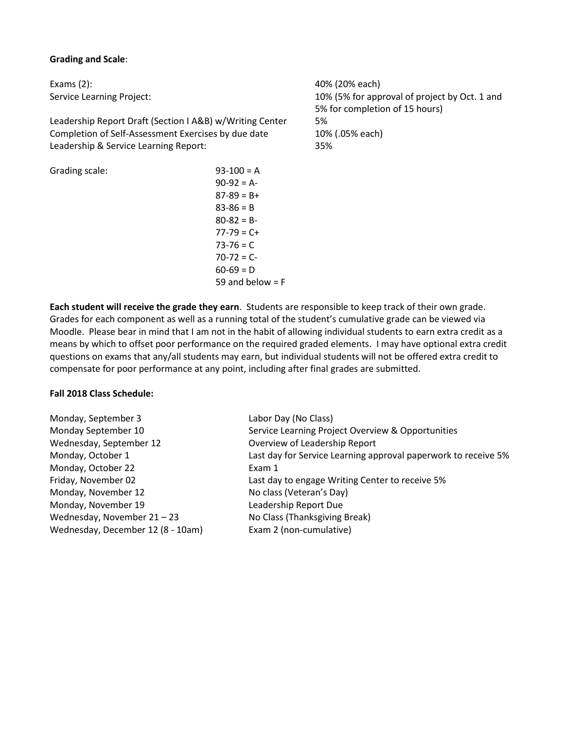**Grading and Scale**:

| | |
|---|---|
| Exams (2): | 40% (20% each) |
| Service Learning Project: | 10% (5% for approval of project by Oct. 1 and 5% for completion of 15 hours) |
| Leadership Report Draft (Section I A&B) w/Writing Center | 5% |
| Completion of Self-Assessment Exercises by due date | 10% (.05% each) |
| Leadership & Service Learning Report: | 35% |

Grading scale:

- 93-100 = A
- 90-92 = A-
- 87-89 = B+
- 83-86 = B
- 80-82 = B-
- 77-79 = C+
- 73-76 = C
- 70-72 = C-
- 60-69 = D
- 59 and below = F

**Each student will receive the grade they earn**. Students are responsible to keep track of their own grade. Grades for each component as well as a running total of the student's cumulative grade can be viewed via Moodle. Please bear in mind that I am not in the habit of allowing individual students to earn extra credit as a means by which to offset poor performance on the required graded elements. I may have optional extra credit questions on exams that any/all students may earn, but individual students will not be offered extra credit to compensate for poor performance at any point, including after final grades are submitted.

**Fall 2018 Class Schedule:**

| | |
|---|---|
| Monday, September 3 | Labor Day (No Class) |
| Monday September 10 | Service Learning Project Overview & Opportunities |
| Wednesday, September 12 | Overview of Leadership Report |
| Monday, October 1 | Last day for Service Learning approval paperwork to receive 5% |
| Monday, October 22 | Exam 1 |
| Friday, November 02 | Last day to engage Writing Center to receive 5% |
| Monday, November 12 | No class (Veteran's Day) |
| Monday, November 19 | Leadership Report Due |
| Wednesday, November 21 – 23 | No Class (Thanksgiving Break) |
| Wednesday, December 12 (8 - 10am) | Exam 2 (non-cumulative) |